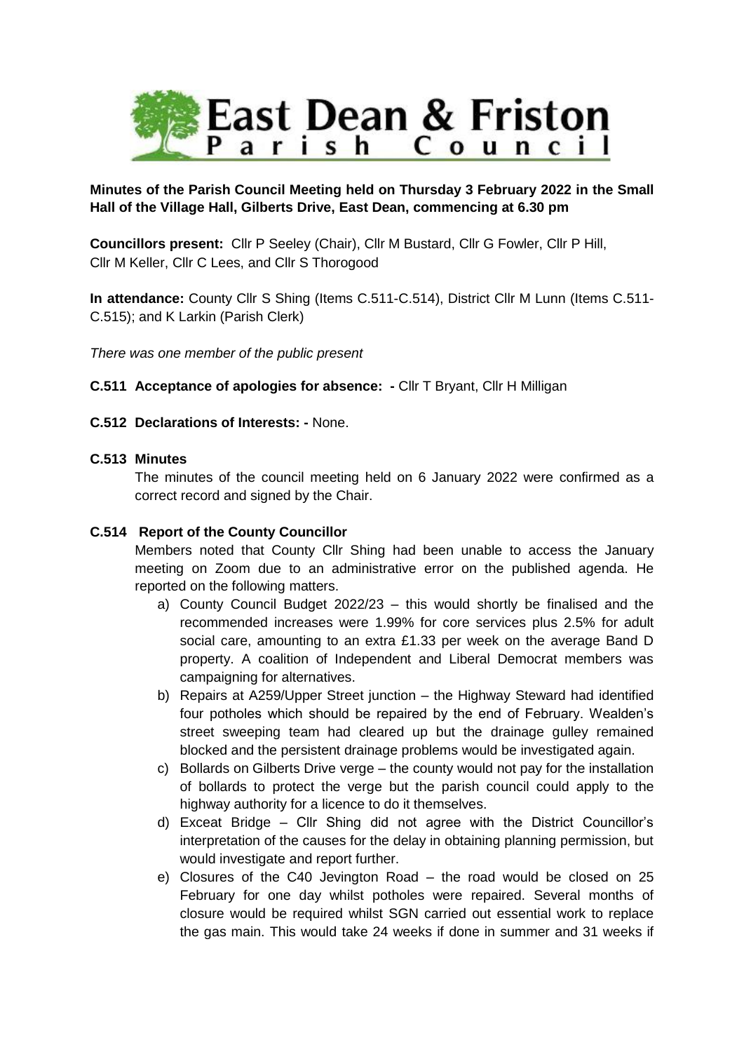# East Dean & Friston Parish Council

**Minutes of the Parish Council Meeting held on Thursday 3 February 2022 in the Small Hall of the Village Hall, Gilberts Drive, East Dean, commencing at 6.30 pm**

**Councillors present:** Cllr P Seeley (Chair), Cllr M Bustard, Cllr G Fowler, Cllr P Hill, Cllr M Keller, Cllr C Lees, and Cllr S Thorogood

**In attendance:** County Cllr S Shing (Items C.511-C.514), District Cllr M Lunn (Items C.511-C.515); and K Larkin (Parish Clerk)

*There was one member of the public present*

**C.511 Acceptance of apologies for absence: -** Cllr T Bryant, Cllr H Milligan

**C.512 Declarations of Interests: -** None.

**C.513 Minutes**

The minutes of the council meeting held on 6 January 2022 were confirmed as a correct record and signed by the Chair.

**C.514 Report of the County Councillor**

Members noted that County Cllr Shing had been unable to access the January meeting on Zoom due to an administrative error on the published agenda. He reported on the following matters.

a) County Council Budget 2022/23 – this would shortly be finalised and the recommended increases were 1.99% for core services plus 2.5% for adult social care, amounting to an extra £1.33 per week on the average Band D property. A coalition of Independent and Liberal Democrat members was campaigning for alternatives.
b) Repairs at A259/Upper Street junction – the Highway Steward had identified four potholes which should be repaired by the end of February. Wealden's street sweeping team had cleared up but the drainage gulley remained blocked and the persistent drainage problems would be investigated again.
c) Bollards on Gilberts Drive verge – the county would not pay for the installation of bollards to protect the verge but the parish council could apply to the highway authority for a licence to do it themselves.
d) Exceat Bridge – Cllr Shing did not agree with the District Councillor's interpretation of the causes for the delay in obtaining planning permission, but would investigate and report further.
e) Closures of the C40 Jevington Road – the road would be closed on 25 February for one day whilst potholes were repaired. Several months of closure would be required whilst SGN carried out essential work to replace the gas main. This would take 24 weeks if done in summer and 31 weeks if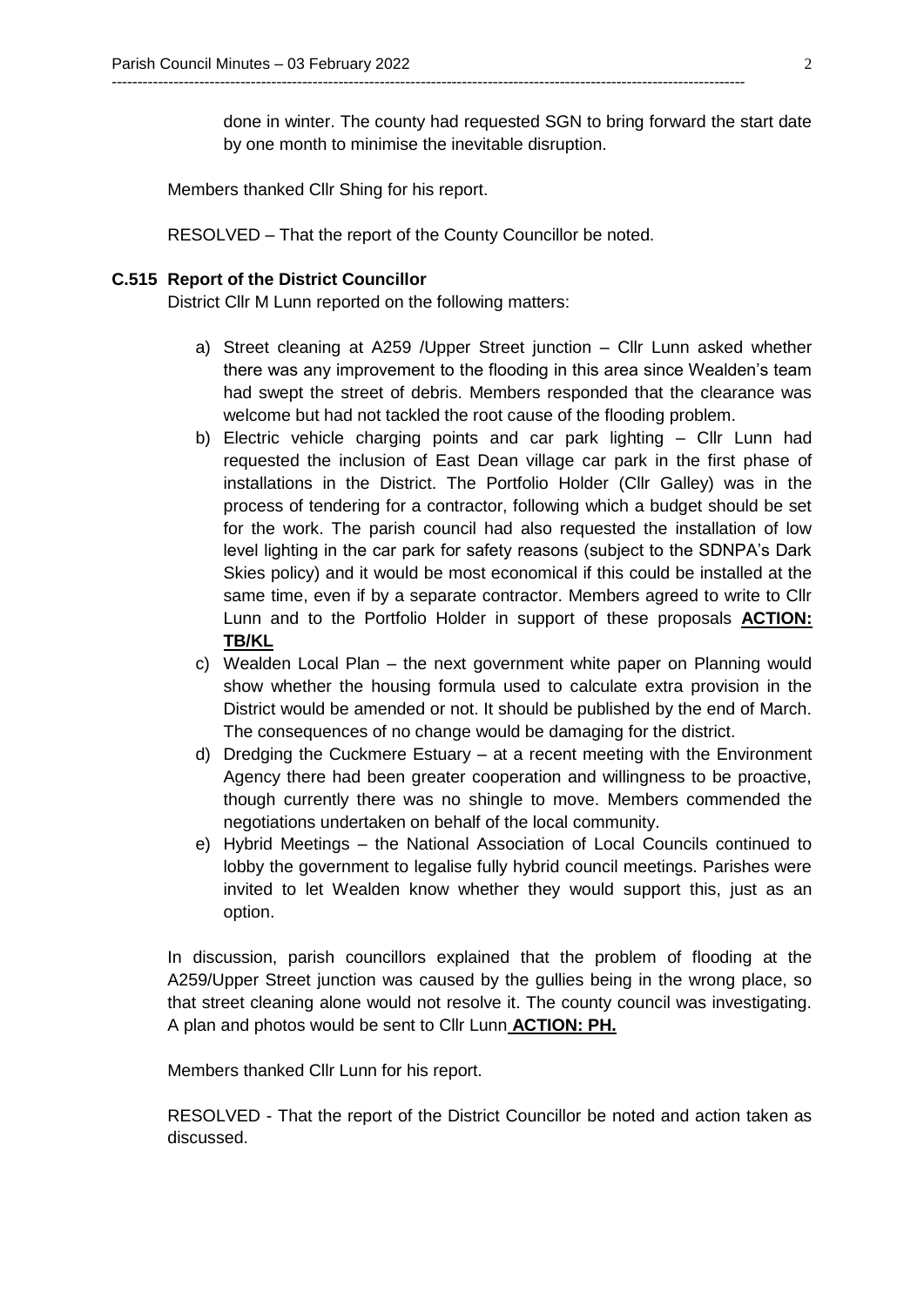done in winter. The county had requested SGN to bring forward the start date by one month to minimise the inevitable disruption.

Members thanked Cllr Shing for his report.

RESOLVED – That the report of the County Councillor be noted.

**C.515 Report of the District Councillor**

District Cllr M Lunn reported on the following matters:

a) Street cleaning at A259 /Upper Street junction – Cllr Lunn asked whether there was any improvement to the flooding in this area since Wealden's team had swept the street of debris. Members responded that the clearance was welcome but had not tackled the root cause of the flooding problem.
b) Electric vehicle charging points and car park lighting – Cllr Lunn had requested the inclusion of East Dean village car park in the first phase of installations in the District. The Portfolio Holder (Cllr Galley) was in the process of tendering for a contractor, following which a budget should be set for the work. The parish council had also requested the installation of low level lighting in the car park for safety reasons (subject to the SDNPA's Dark Skies policy) and it would be most economical if this could be installed at the same time, even if by a separate contractor. Members agreed to write to Cllr Lunn and to the Portfolio Holder in support of these proposals **ACTION: TB/KL**
c) Wealden Local Plan – the next government white paper on Planning would show whether the housing formula used to calculate extra provision in the District would be amended or not. It should be published by the end of March. The consequences of no change would be damaging for the district.
d) Dredging the Cuckmere Estuary – at a recent meeting with the Environment Agency there had been greater cooperation and willingness to be proactive, though currently there was no shingle to move. Members commended the negotiations undertaken on behalf of the local community.
e) Hybrid Meetings – the National Association of Local Councils continued to lobby the government to legalise fully hybrid council meetings. Parishes were invited to let Wealden know whether they would support this, just as an option.

In discussion, parish councillors explained that the problem of flooding at the A259/Upper Street junction was caused by the gullies being in the wrong place, so that street cleaning alone would not resolve it. The county council was investigating. A plan and photos would be sent to Cllr Lunn **ACTION: PH.**

Members thanked Cllr Lunn for his report.

RESOLVED - That the report of the District Councillor be noted and action taken as discussed.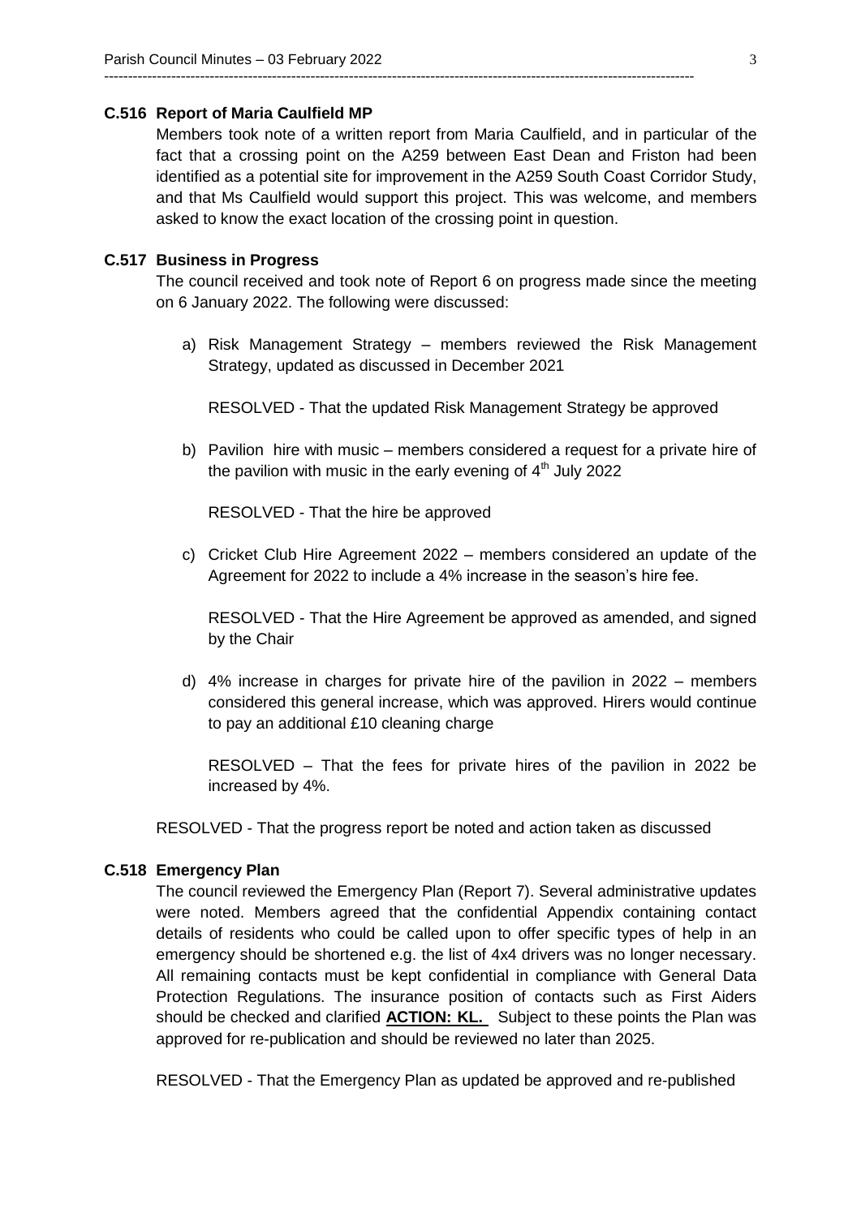### C.516 Report of Maria Caulfield MP

Members took note of a written report from Maria Caulfield, and in particular of the fact that a crossing point on the A259 between East Dean and Friston had been identified as a potential site for improvement in the A259 South Coast Corridor Study, and that Ms Caulfield would support this project. This was welcome, and members asked to know the exact location of the crossing point in question.

### C.517 Business in Progress

The council received and took note of Report 6 on progress made since the meeting on 6 January 2022. The following were discussed:

a) Risk Management Strategy – members reviewed the Risk Management Strategy, updated as discussed in December 2021

   RESOLVED - That the updated Risk Management Strategy be approved

b) Pavilion hire with music – members considered a request for a private hire of the pavilion with music in the early evening of 4th July 2022

   RESOLVED - That the hire be approved

c) Cricket Club Hire Agreement 2022 – members considered an update of the Agreement for 2022 to include a 4% increase in the season's hire fee.

   RESOLVED - That the Hire Agreement be approved as amended, and signed by the Chair

d) 4% increase in charges for private hire of the pavilion in 2022 – members considered this general increase, which was approved. Hirers would continue to pay an additional £10 cleaning charge

   RESOLVED – That the fees for private hires of the pavilion in 2022 be increased by 4%.

RESOLVED - That the progress report be noted and action taken as discussed

### C.518 Emergency Plan

The council reviewed the Emergency Plan (Report 7). Several administrative updates were noted. Members agreed that the confidential Appendix containing contact details of residents who could be called upon to offer specific types of help in an emergency should be shortened e.g. the list of 4x4 drivers was no longer necessary. All remaining contacts must be kept confidential in compliance with General Data Protection Regulations. The insurance position of contacts such as First Aiders should be checked and clarified **ACTION: KL.** Subject to these points the Plan was approved for re-publication and should be reviewed no later than 2025.

RESOLVED - That the Emergency Plan as updated be approved and re-published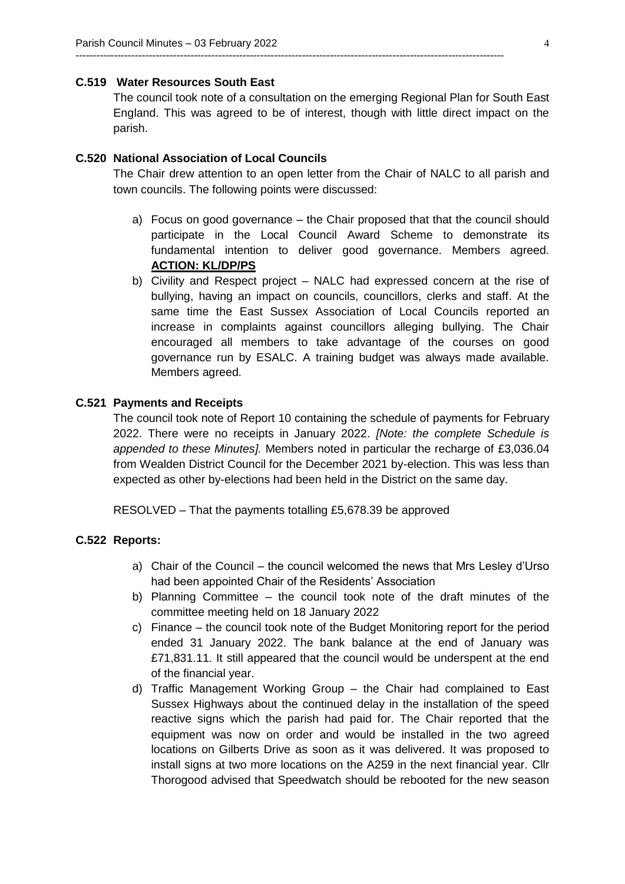**C.519 Water Resources South East**

The council took note of a consultation on the emerging Regional Plan for South East England. This was agreed to be of interest, though with little direct impact on the parish.

**C.520 National Association of Local Councils**

The Chair drew attention to an open letter from the Chair of NALC to all parish and town councils. The following points were discussed:

a) Focus on good governance – the Chair proposed that that the council should participate in the Local Council Award Scheme to demonstrate its fundamental intention to deliver good governance. Members agreed. **ACTION: KL/DP/PS**

b) Civility and Respect project – NALC had expressed concern at the rise of bullying, having an impact on councils, councillors, clerks and staff. At the same time the East Sussex Association of Local Councils reported an increase in complaints against councillors alleging bullying. The Chair encouraged all members to take advantage of the courses on good governance run by ESALC. A training budget was always made available. Members agreed.

**C.521 Payments and Receipts**

The council took note of Report 10 containing the schedule of payments for February 2022. There were no receipts in January 2022. *[Note: the complete Schedule is appended to these Minutes].* Members noted in particular the recharge of £3,036.04 from Wealden District Council for the December 2021 by-election. This was less than expected as other by-elections had been held in the District on the same day.

RESOLVED – That the payments totalling £5,678.39 be approved

**C.522 Reports:**

a) Chair of the Council – the council welcomed the news that Mrs Lesley d'Urso had been appointed Chair of the Residents' Association

b) Planning Committee – the council took note of the draft minutes of the committee meeting held on 18 January 2022

c) Finance – the council took note of the Budget Monitoring report for the period ended 31 January 2022. The bank balance at the end of January was £71,831.11. It still appeared that the council would be underspent at the end of the financial year.

d) Traffic Management Working Group – the Chair had complained to East Sussex Highways about the continued delay in the installation of the speed reactive signs which the parish had paid for. The Chair reported that the equipment was now on order and would be installed in the two agreed locations on Gilberts Drive as soon as it was delivered. It was proposed to install signs at two more locations on the A259 in the next financial year. Cllr Thorogood advised that Speedwatch should be rebooted for the new season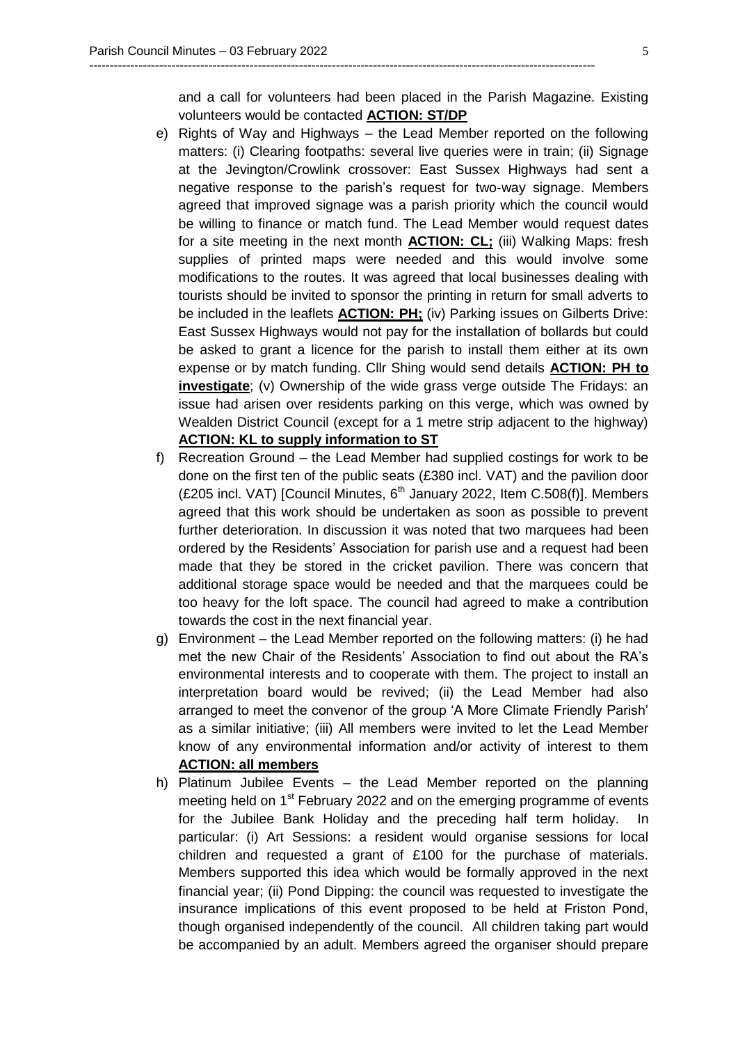and a call for volunteers had been placed in the Parish Magazine. Existing volunteers would be contacted **ACTION: ST/DP**

e) Rights of Way and Highways – the Lead Member reported on the following matters: (i) Clearing footpaths: several live queries were in train; (ii) Signage at the Jevington/Crowlink crossover: East Sussex Highways had sent a negative response to the parish's request for two-way signage. Members agreed that improved signage was a parish priority which the council would be willing to finance or match fund. The Lead Member would request dates for a site meeting in the next month **ACTION: CL;** (iii) Walking Maps: fresh supplies of printed maps were needed and this would involve some modifications to the routes. It was agreed that local businesses dealing with tourists should be invited to sponsor the printing in return for small adverts to be included in the leaflets **ACTION: PH;** (iv) Parking issues on Gilberts Drive: East Sussex Highways would not pay for the installation of bollards but could be asked to grant a licence for the parish to install them either at its own expense or by match funding. Cllr Shing would send details **ACTION: PH to investigate**; (v) Ownership of the wide grass verge outside The Fridays: an issue had arisen over residents parking on this verge, which was owned by Wealden District Council (except for a 1 metre strip adjacent to the highway) **ACTION: KL to supply information to ST**

f) Recreation Ground – the Lead Member had supplied costings for work to be done on the first ten of the public seats (£380 incl. VAT) and the pavilion door (£205 incl. VAT) [Council Minutes, 6th January 2022, Item C.508(f)]. Members agreed that this work should be undertaken as soon as possible to prevent further deterioration. In discussion it was noted that two marquees had been ordered by the Residents' Association for parish use and a request had been made that they be stored in the cricket pavilion. There was concern that additional storage space would be needed and that the marquees could be too heavy for the loft space. The council had agreed to make a contribution towards the cost in the next financial year.

g) Environment – the Lead Member reported on the following matters: (i) he had met the new Chair of the Residents' Association to find out about the RA's environmental interests and to cooperate with them. The project to install an interpretation board would be revived; (ii) the Lead Member had also arranged to meet the convenor of the group 'A More Climate Friendly Parish' as a similar initiative; (iii) All members were invited to let the Lead Member know of any environmental information and/or activity of interest to them **ACTION: all members**

h) Platinum Jubilee Events – the Lead Member reported on the planning meeting held on 1st February 2022 and on the emerging programme of events for the Jubilee Bank Holiday and the preceding half term holiday. In particular: (i) Art Sessions: a resident would organise sessions for local children and requested a grant of £100 for the purchase of materials. Members supported this idea which would be formally approved in the next financial year; (ii) Pond Dipping: the council was requested to investigate the insurance implications of this event proposed to be held at Friston Pond, though organised independently of the council. All children taking part would be accompanied by an adult. Members agreed the organiser should prepare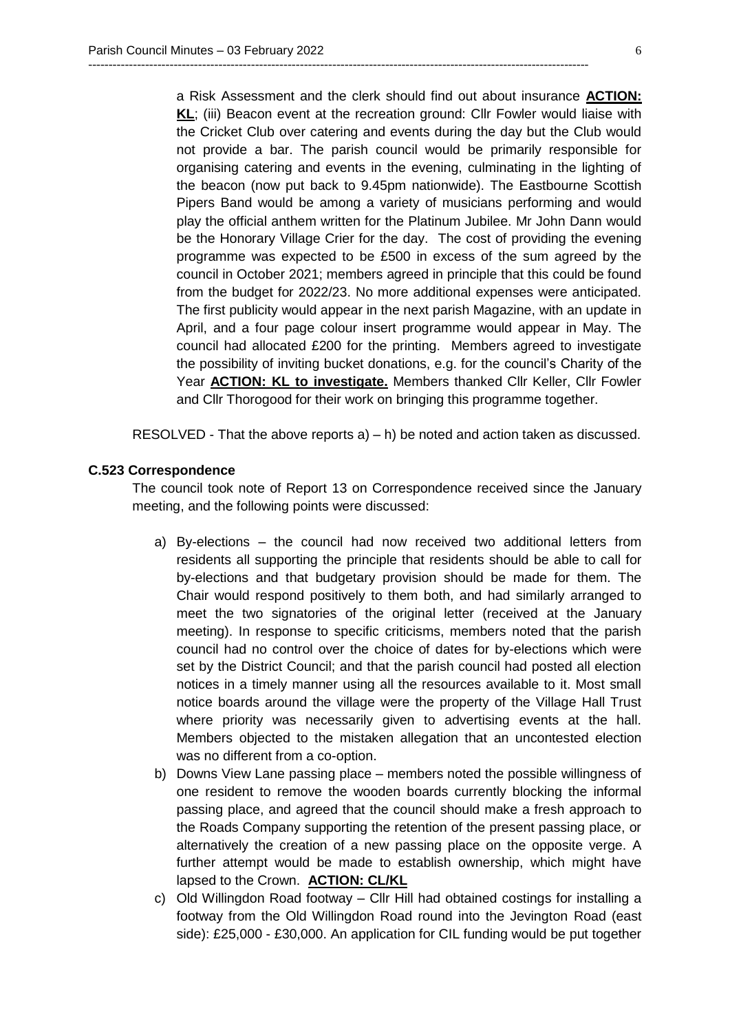a Risk Assessment and the clerk should find out about insurance **ACTION: KL**; (iii) Beacon event at the recreation ground: Cllr Fowler would liaise with the Cricket Club over catering and events during the day but the Club would not provide a bar. The parish council would be primarily responsible for organising catering and events in the evening, culminating in the lighting of the beacon (now put back to 9.45pm nationwide). The Eastbourne Scottish Pipers Band would be among a variety of musicians performing and would play the official anthem written for the Platinum Jubilee. Mr John Dann would be the Honorary Village Crier for the day. The cost of providing the evening programme was expected to be £500 in excess of the sum agreed by the council in October 2021; members agreed in principle that this could be found from the budget for 2022/23. No more additional expenses were anticipated. The first publicity would appear in the next parish Magazine, with an update in April, and a four page colour insert programme would appear in May. The council had allocated £200 for the printing. Members agreed to investigate the possibility of inviting bucket donations, e.g. for the council's Charity of the Year **ACTION: KL to investigate.** Members thanked Cllr Keller, Cllr Fowler and Cllr Thorogood for their work on bringing this programme together.

RESOLVED - That the above reports a) – h) be noted and action taken as discussed.

**C.523 Correspondence**

The council took note of Report 13 on Correspondence received since the January meeting, and the following points were discussed:

a) By-elections – the council had now received two additional letters from residents all supporting the principle that residents should be able to call for by-elections and that budgetary provision should be made for them. The Chair would respond positively to them both, and had similarly arranged to meet the two signatories of the original letter (received at the January meeting). In response to specific criticisms, members noted that the parish council had no control over the choice of dates for by-elections which were set by the District Council; and that the parish council had posted all election notices in a timely manner using all the resources available to it. Most small notice boards around the village were the property of the Village Hall Trust where priority was necessarily given to advertising events at the hall. Members objected to the mistaken allegation that an uncontested election was no different from a co-option.

b) Downs View Lane passing place – members noted the possible willingness of one resident to remove the wooden boards currently blocking the informal passing place, and agreed that the council should make a fresh approach to the Roads Company supporting the retention of the present passing place, or alternatively the creation of a new passing place on the opposite verge. A further attempt would be made to establish ownership, which might have lapsed to the Crown. **ACTION: CL/KL**

c) Old Willingdon Road footway – Cllr Hill had obtained costings for installing a footway from the Old Willingdon Road round into the Jevington Road (east side): £25,000 - £30,000. An application for CIL funding would be put together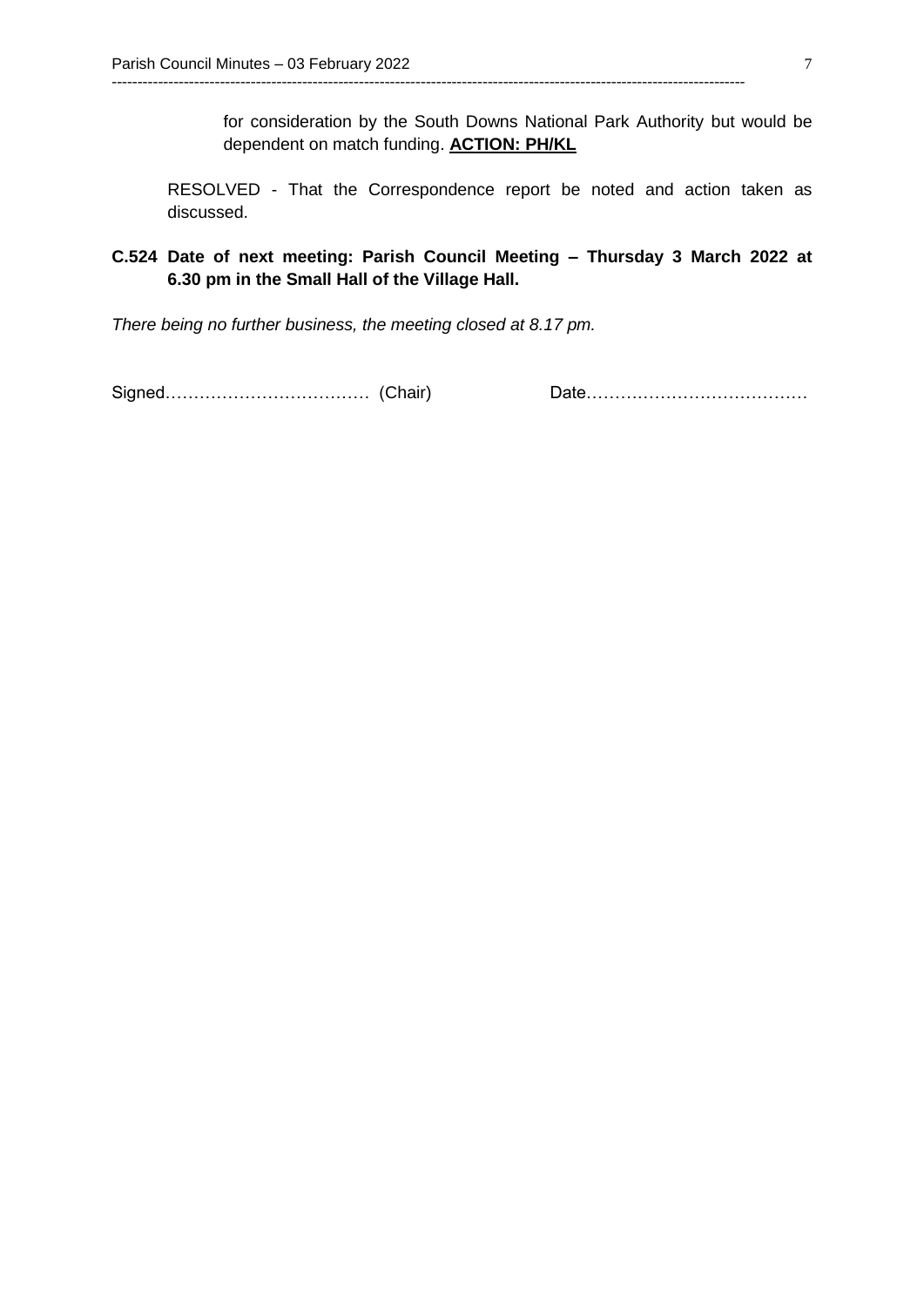for consideration by the South Downs National Park Authority but would be dependent on match funding. **ACTION: PH/KL**

RESOLVED - That the Correspondence report be noted and action taken as discussed.

**C.524 Date of next meeting: Parish Council Meeting – Thursday 3 March 2022 at 6.30 pm in the Small Hall of the Village Hall.**

*There being no further business, the meeting closed at 8.17 pm.*

Signed……………………………… (Chair)    Date…………………………………